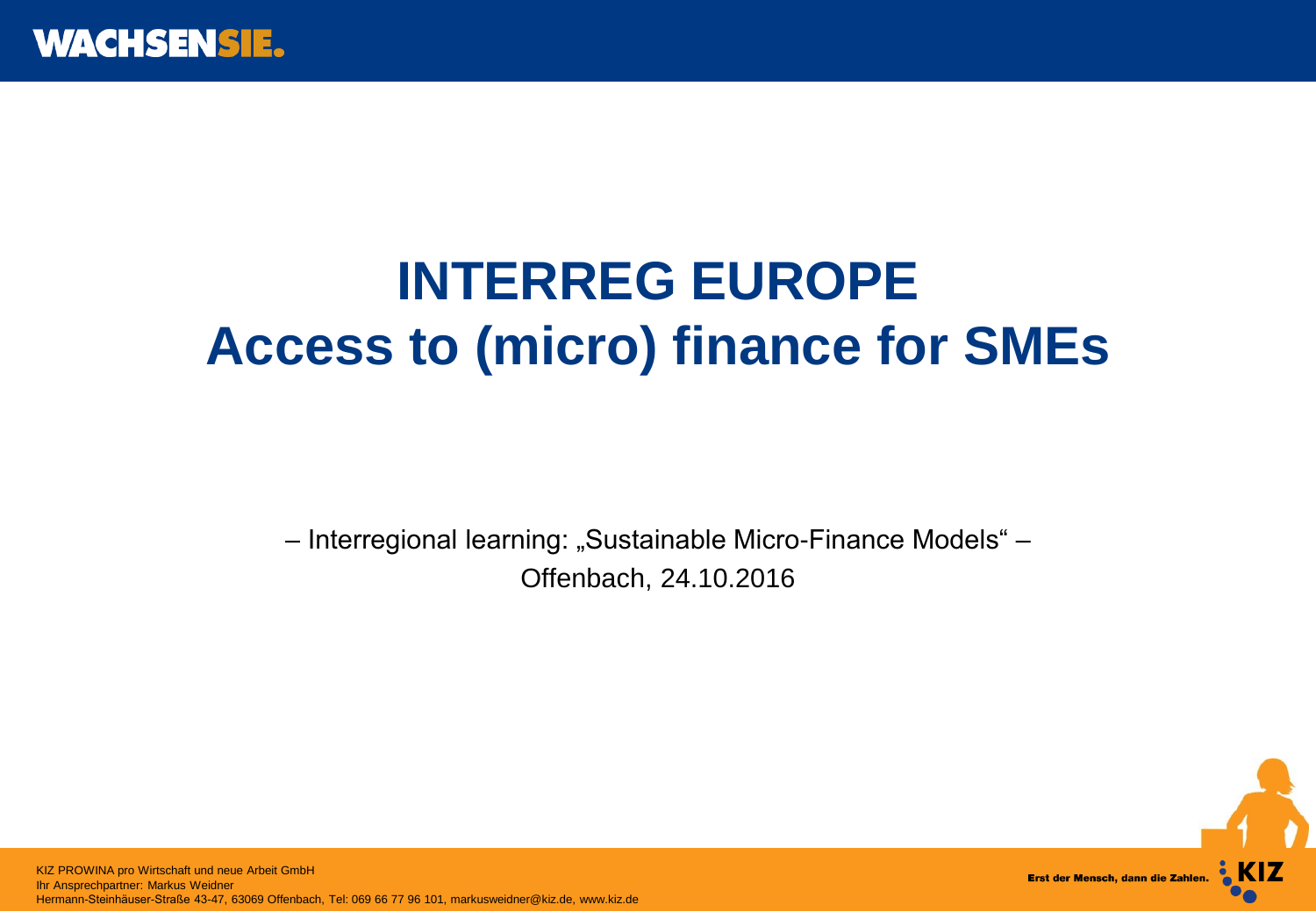# INTERREG EUROPE
# Access to (micro) finance for SMEs

– Interregional learning: „Sustainable Micro-Finance Models" –

Offenbach, 24.10.2016

KIZ PROWINA pro Wirtschaft und neue Arbeit GmbH
Ihr Ansprechpartner: Markus Weidner
Hermann-Steinhäuser-Straße 43-47, 63069 Offenbach, Tel: 069 66 77 96 101, markusweidner@kiz.de, www.kiz.de

Erst der Mensch, dann die Zahlen.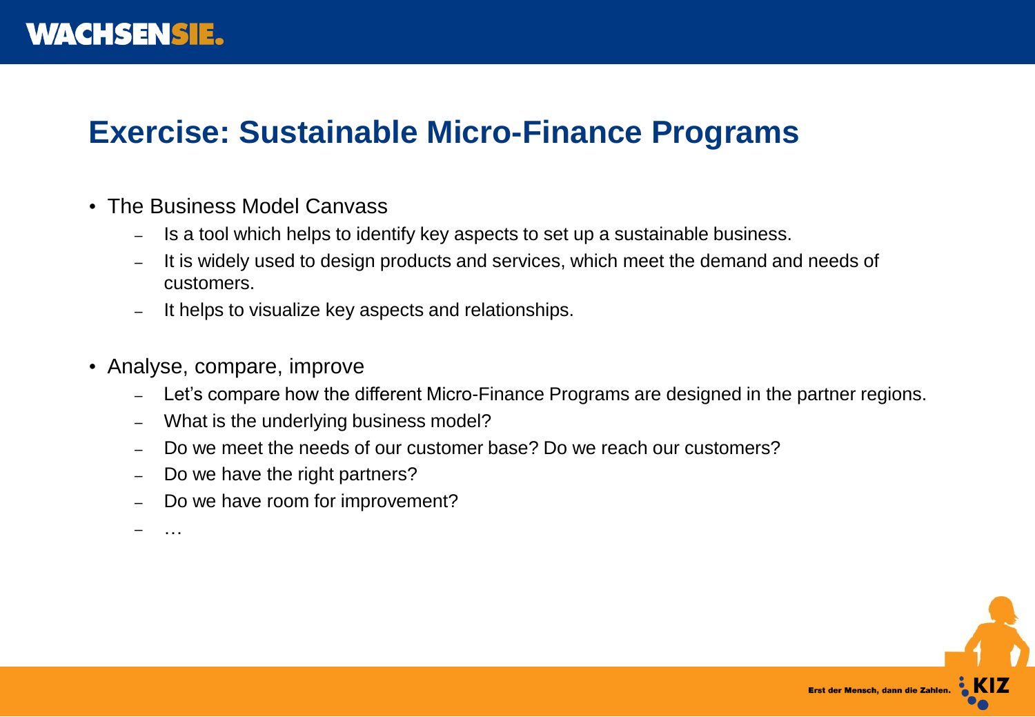# Exercise: Sustainable Micro-Finance Programs

- The Business Model Canvass
  - Is a tool which helps to identify key aspects to set up a sustainable business.
  - It is widely used to design products and services, which meet the demand and needs of customers.
  - It helps to visualize key aspects and relationships.
- Analyse, compare, improve
  - Let's compare how the different Micro-Finance Programs are designed in the partner regions.
  - What is the underlying business model?
  - Do we meet the needs of our customer base? Do we reach our customers?
  - Do we have the right partners?
  - Do we have room for improvement?
  - …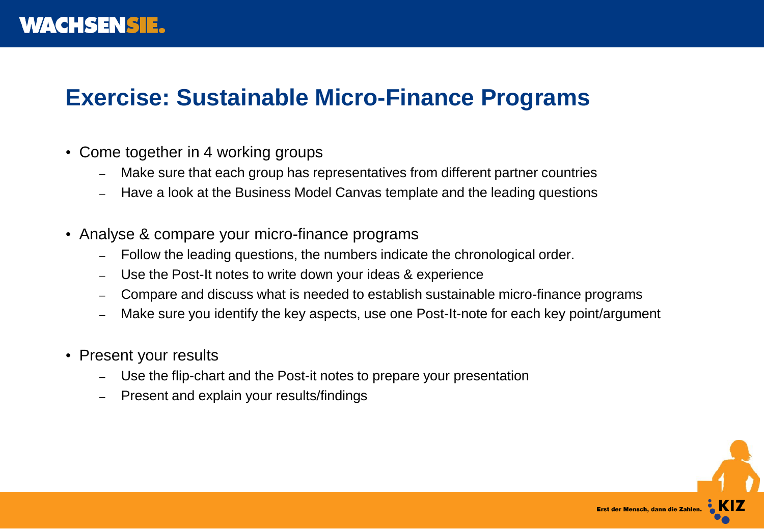# Exercise: Sustainable Micro-Finance Programs

- Come together in 4 working groups
  - Make sure that each group has representatives from different partner countries
  - Have a look at the Business Model Canvas template and the leading questions
- Analyse & compare your micro-finance programs
  - Follow the leading questions, the numbers indicate the chronological order.
  - Use the Post-It notes to write down your ideas & experience
  - Compare and discuss what is needed to establish sustainable micro-finance programs
  - Make sure you identify the key aspects, use one Post-It-note for each key point/argument
- Present your results
  - Use the flip-chart and the Post-it notes to prepare your presentation
  - Present and explain your results/findings